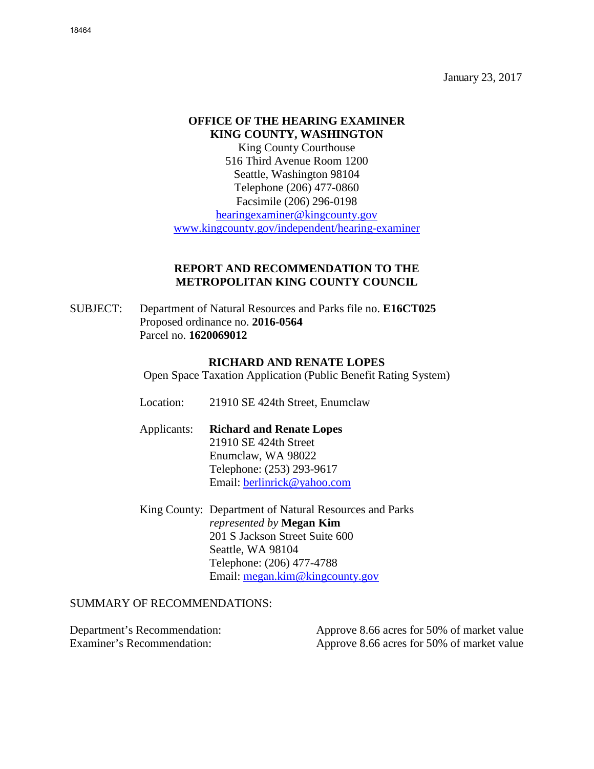18464

January 23, 2017

**OFFICE OF THE HEARING EXAMINER**
**KING COUNTY, WASHINGTON**
King County Courthouse
516 Third Avenue Room 1200
Seattle, Washington 98104
Telephone (206) 477-0860
Facsimile (206) 296-0198
hearingexaminer@kingcounty.gov
www.kingcounty.gov/independent/hearing-examiner

## REPORT AND RECOMMENDATION TO THE METROPOLITAN KING COUNTY COUNCIL

SUBJECT: Department of Natural Resources and Parks file no. **E16CT025**
Proposed ordinance no. **2016-0564**
Parcel no. **1620069012**

**RICHARD AND RENATE LOPES**
Open Space Taxation Application (Public Benefit Rating System)

Location: 21910 SE 424th Street, Enumclaw

Applicants: **Richard and Renate Lopes**
21910 SE 424th Street
Enumclaw, WA 98022
Telephone: (253) 293-9617
Email: berlinrick@yahoo.com

King County: Department of Natural Resources and Parks
*represented by* **Megan Kim**
201 S Jackson Street Suite 600
Seattle, WA 98104
Telephone: (206) 477-4788
Email: megan.kim@kingcounty.gov

SUMMARY OF RECOMMENDATIONS:

| | |
|---|---|
| Department's Recommendation: | Approve 8.66 acres for 50% of market value |
| Examiner's Recommendation: | Approve 8.66 acres for 50% of market value |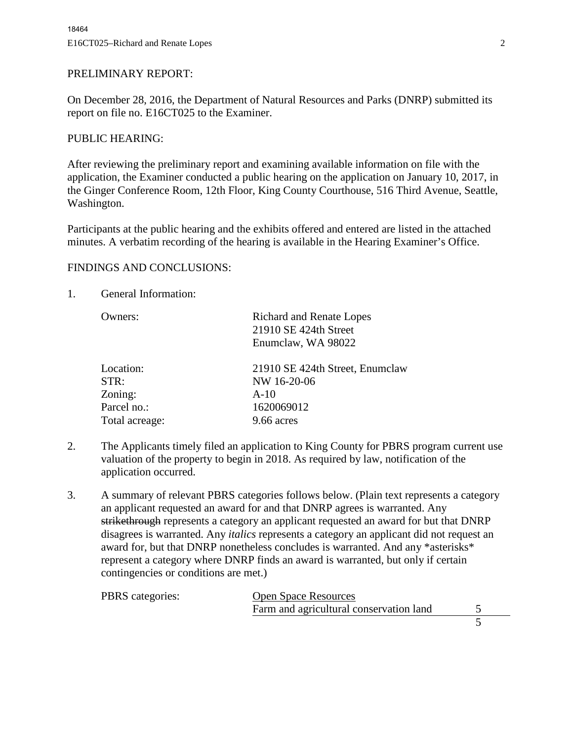PRELIMINARY REPORT:

On December 28, 2016, the Department of Natural Resources and Parks (DNRP) submitted its report on file no. E16CT025 to the Examiner.

PUBLIC HEARING:

After reviewing the preliminary report and examining available information on file with the application, the Examiner conducted a public hearing on the application on January 10, 2017, in the Ginger Conference Room, 12th Floor, King County Courthouse, 516 Third Avenue, Seattle, Washington.

Participants at the public hearing and the exhibits offered and entered are listed in the attached minutes. A verbatim recording of the hearing is available in the Hearing Examiner's Office.

FINDINGS AND CONCLUSIONS:

1. General Information:

| | |
|---|---|
| Owners: | Richard and Renate Lopes<br>21910 SE 424th Street<br>Enumclaw, WA 98022 |
| Location: | 21910 SE 424th Street, Enumclaw |
| STR: | NW 16-20-06 |
| Zoning: | A-10 |
| Parcel no.: | 1620069012 |
| Total acreage: | 9.66 acres |

2. The Applicants timely filed an application to King County for PBRS program current use valuation of the property to begin in 2018. As required by law, notification of the application occurred.

3. A summary of relevant PBRS categories follows below. (Plain text represents a category an applicant requested an award for and that DNRP agrees is warranted. Any ~~strikethrough~~ represents a category an applicant requested an award for but that DNRP disagrees is warranted. Any *italics* represents a category an applicant did not request an award for, but that DNRP nonetheless concludes is warranted. And any *asterisks* represent a category where DNRP finds an award is warranted, but only if certain contingencies or conditions are met.)

| PBRS categories: | Open Space Resources | |
|---|---|---|
| | Farm and agricultural conservation land | 5 |
| | | 5 |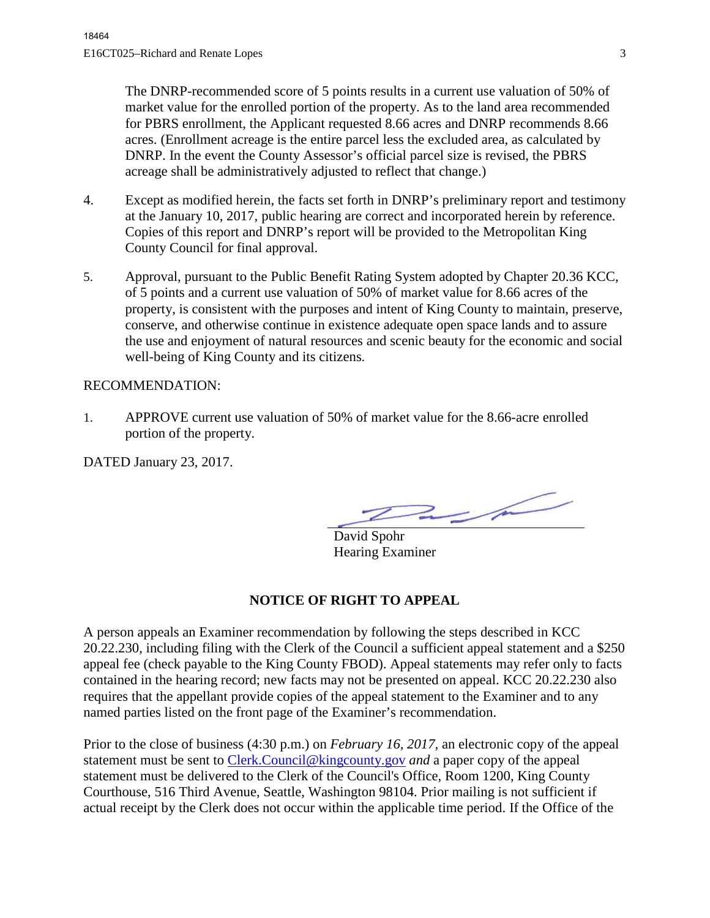The DNRP-recommended score of 5 points results in a current use valuation of 50% of market value for the enrolled portion of the property. As to the land area recommended for PBRS enrollment, the Applicant requested 8.66 acres and DNRP recommends 8.66 acres. (Enrollment acreage is the entire parcel less the excluded area, as calculated by DNRP. In the event the County Assessor's official parcel size is revised, the PBRS acreage shall be administratively adjusted to reflect that change.)

4. Except as modified herein, the facts set forth in DNRP's preliminary report and testimony at the January 10, 2017, public hearing are correct and incorporated herein by reference. Copies of this report and DNRP's report will be provided to the Metropolitan King County Council for final approval.

5. Approval, pursuant to the Public Benefit Rating System adopted by Chapter 20.36 KCC, of 5 points and a current use valuation of 50% of market value for 8.66 acres of the property, is consistent with the purposes and intent of King County to maintain, preserve, conserve, and otherwise continue in existence adequate open space lands and to assure the use and enjoyment of natural resources and scenic beauty for the economic and social well-being of King County and its citizens.

RECOMMENDATION:

1. APPROVE current use valuation of 50% of market value for the 8.66-acre enrolled portion of the property.

DATED January 23, 2017.

David Spohr
Hearing Examiner

## NOTICE OF RIGHT TO APPEAL

A person appeals an Examiner recommendation by following the steps described in KCC 20.22.230, including filing with the Clerk of the Council a sufficient appeal statement and a $250 appeal fee (check payable to the King County FBOD). Appeal statements may refer only to facts contained in the hearing record; new facts may not be presented on appeal. KCC 20.22.230 also requires that the appellant provide copies of the appeal statement to the Examiner and to any named parties listed on the front page of the Examiner's recommendation.

Prior to the close of business (4:30 p.m.) on *February 16, 2017,* an electronic copy of the appeal statement must be sent to Clerk.Council@kingcounty.gov *and* a paper copy of the appeal statement must be delivered to the Clerk of the Council's Office, Room 1200, King County Courthouse, 516 Third Avenue, Seattle, Washington 98104. Prior mailing is not sufficient if actual receipt by the Clerk does not occur within the applicable time period. If the Office of the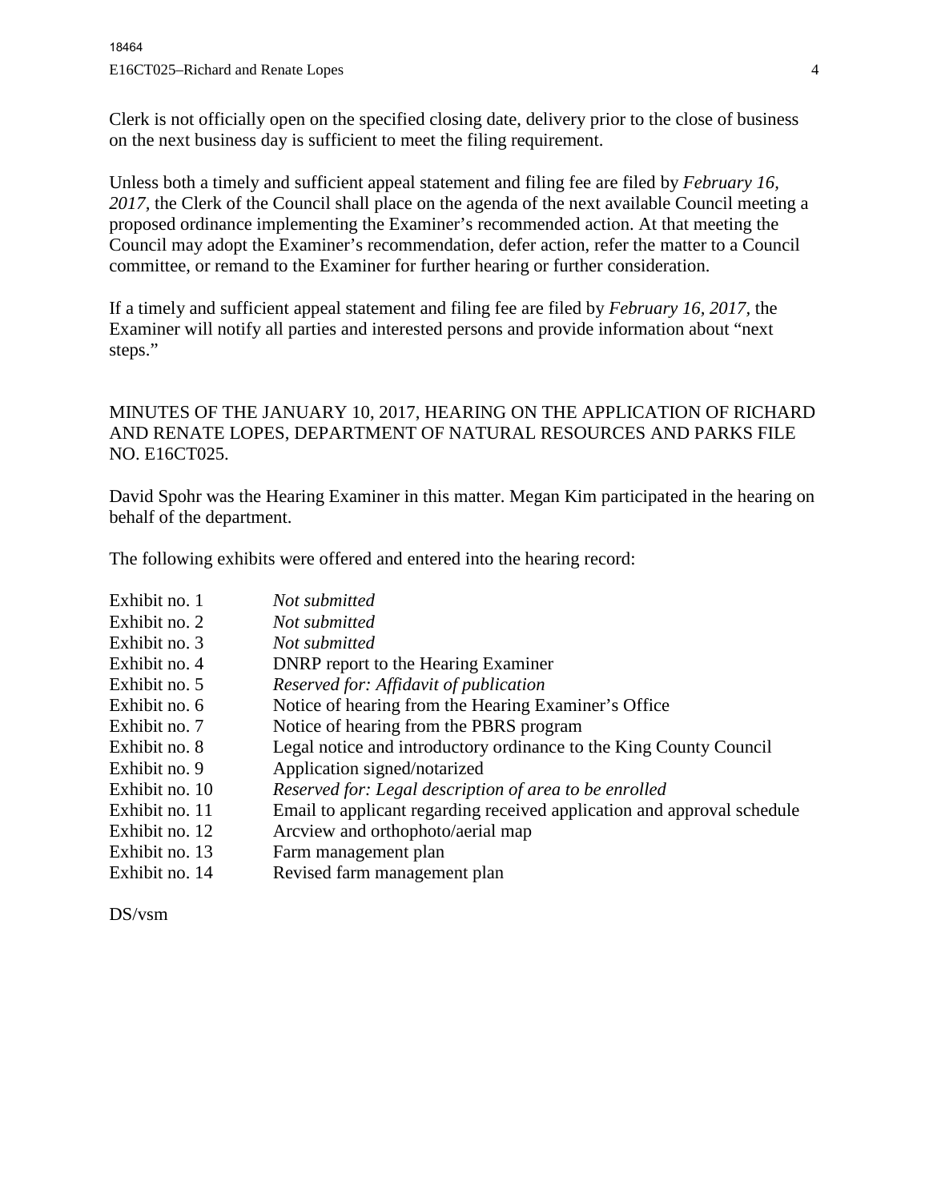Clerk is not officially open on the specified closing date, delivery prior to the close of business on the next business day is sufficient to meet the filing requirement.

Unless both a timely and sufficient appeal statement and filing fee are filed by *February 16, 2017,* the Clerk of the Council shall place on the agenda of the next available Council meeting a proposed ordinance implementing the Examiner's recommended action. At that meeting the Council may adopt the Examiner's recommendation, defer action, refer the matter to a Council committee, or remand to the Examiner for further hearing or further consideration.

If a timely and sufficient appeal statement and filing fee are filed by *February 16, 2017,* the Examiner will notify all parties and interested persons and provide information about "next steps."

MINUTES OF THE JANUARY 10, 2017, HEARING ON THE APPLICATION OF RICHARD AND RENATE LOPES, DEPARTMENT OF NATURAL RESOURCES AND PARKS FILE NO. E16CT025.

David Spohr was the Hearing Examiner in this matter. Megan Kim participated in the hearing on behalf of the department.

The following exhibits were offered and entered into the hearing record:

| | |
|---|---|
| Exhibit no. 1 | *Not submitted* |
| Exhibit no. 2 | *Not submitted* |
| Exhibit no. 3 | *Not submitted* |
| Exhibit no. 4 | DNRP report to the Hearing Examiner |
| Exhibit no. 5 | *Reserved for: Affidavit of publication* |
| Exhibit no. 6 | Notice of hearing from the Hearing Examiner's Office |
| Exhibit no. 7 | Notice of hearing from the PBRS program |
| Exhibit no. 8 | Legal notice and introductory ordinance to the King County Council |
| Exhibit no. 9 | Application signed/notarized |
| Exhibit no. 10 | *Reserved for: Legal description of area to be enrolled* |
| Exhibit no. 11 | Email to applicant regarding received application and approval schedule |
| Exhibit no. 12 | Arcview and orthophoto/aerial map |
| Exhibit no. 13 | Farm management plan |
| Exhibit no. 14 | Revised farm management plan |

DS/vsm